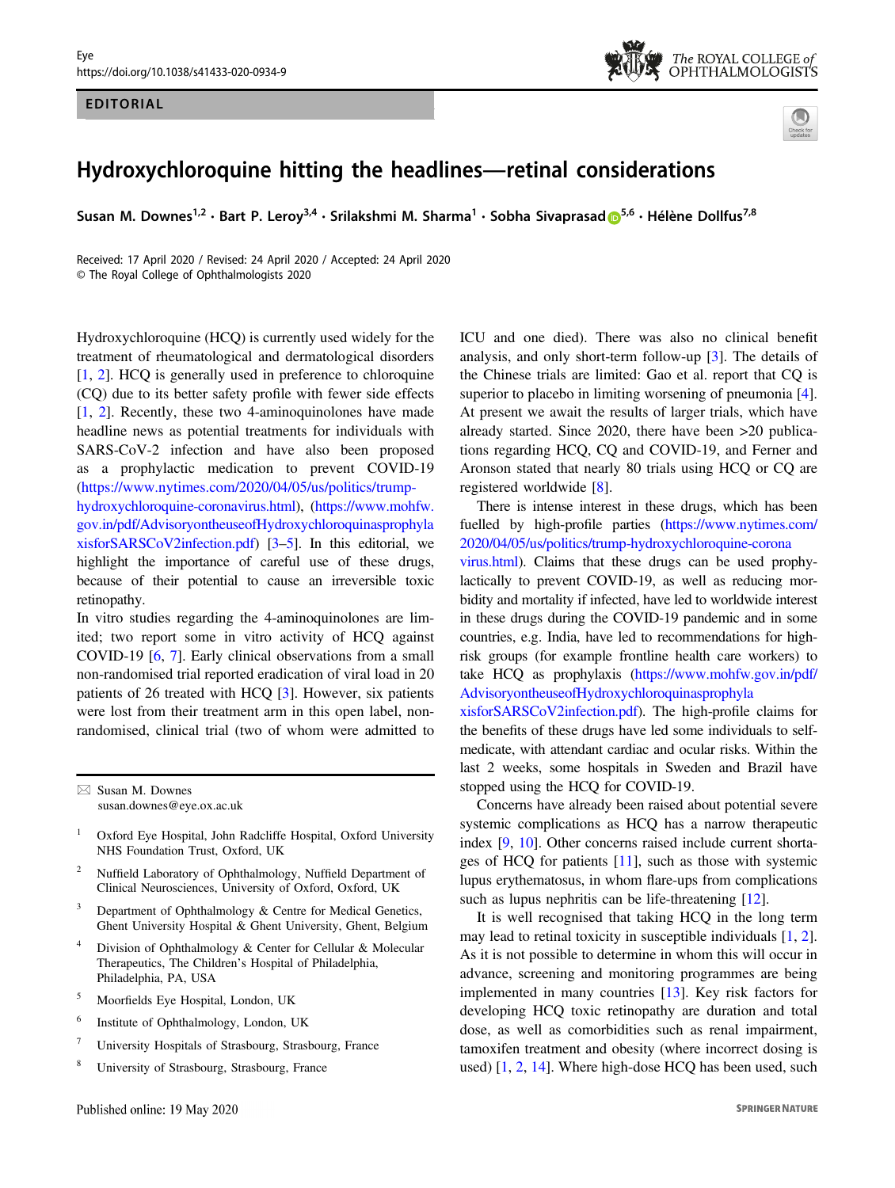EDITORIAL

# Hydroxychloroquine hitting the headlines—retinal considerations

**Susan M. Downes[1,2] · Bart P. Leroy[3,4] · Srilakshmi M. Sharma[1] · Sobha Sivaprasad[5,6] · Hélène Dollfus[7,8]**

Received: 17 April 2020 / Revised: 24 April 2020 / Accepted: 24 April 2020
© The Royal College of Ophthalmologists 2020

Hydroxychloroquine (HCQ) is currently used widely for the treatment of rheumatological and dermatological disorders [1, 2]. HCQ is generally used in preference to chloroquine (CQ) due to its better safety profile with fewer side effects [1, 2]. Recently, these two 4-aminoquinolones have made headline news as potential treatments for individuals with SARS-CoV-2 infection and have also been proposed as a prophylactic medication to prevent COVID-19 (https://www.nytimes.com/2020/04/05/us/politics/trump-hydroxychloroquine-coronavirus.html), (https://www.mohfw.gov.in/pdf/AdvisoryontheuseofHydroxychloroquinasprophylaxisforSARSCoV2infection.pdf) [3–5]. In this editorial, we highlight the importance of careful use of these drugs, because of their potential to cause an irreversible toxic retinopathy.

In vitro studies regarding the 4-aminoquinolones are limited; two report some in vitro activity of HCQ against COVID-19 [6, 7]. Early clinical observations from a small non-randomised trial reported eradication of viral load in 20 patients of 26 treated with HCQ [3]. However, six patients were lost from their treatment arm in this open label, non-randomised, clinical trial (two of whom were admitted to ICU and one died). There was also no clinical benefit analysis, and only short-term follow-up [3]. The details of the Chinese trials are limited: Gao et al. report that CQ is superior to placebo in limiting worsening of pneumonia [4]. At present we await the results of larger trials, which have already started. Since 2020, there have been >20 publications regarding HCQ, CQ and COVID-19, and Ferner and Aronson stated that nearly 80 trials using HCQ or CQ are registered worldwide [8].

There is intense interest in these drugs, which has been fuelled by high-profile parties (https://www.nytimes.com/2020/04/05/us/politics/trump-hydroxychloroquine-coronavirus.html). Claims that these drugs can be used prophylactically to prevent COVID-19, as well as reducing morbidity and mortality if infected, have led to worldwide interest in these drugs during the COVID-19 pandemic and in some countries, e.g. India, have led to recommendations for high-risk groups (for example frontline health care workers) to take HCQ as prophylaxis (https://www.mohfw.gov.in/pdf/AdvisoryontheuseofHydroxychloroquinasprophylaxisforSARSCoV2infection.pdf). The high-profile claims for the benefits of these drugs have led some individuals to self-medicate, with attendant cardiac and ocular risks. Within the last 2 weeks, some hospitals in Sweden and Brazil have stopped using the HCQ for COVID-19.

Concerns have already been raised about potential severe systemic complications as HCQ has a narrow therapeutic index [9, 10]. Other concerns raised include current shortages of HCQ for patients [11], such as those with systemic lupus erythematosus, in whom flare-ups from complications such as lupus nephritis can be life-threatening [12].

It is well recognised that taking HCQ in the long term may lead to retinal toxicity in susceptible individuals [1, 2]. As it is not possible to determine in whom this will occur in advance, screening and monitoring programmes are being implemented in many countries [13]. Key risk factors for developing HCQ toxic retinopathy are duration and total dose, as well as comorbidities such as renal impairment, tamoxifen treatment and obesity (where incorrect dosing is used) [1, 2, 14]. Where high-dose HCQ has been used, such

---

✉ Susan M. Downes
susan.downes@eye.ox.ac.uk

1 Oxford Eye Hospital, John Radcliffe Hospital, Oxford University NHS Foundation Trust, Oxford, UK
2 Nuffield Laboratory of Ophthalmology, Nuffield Department of Clinical Neurosciences, University of Oxford, Oxford, UK
3 Department of Ophthalmology & Centre for Medical Genetics, Ghent University Hospital & Ghent University, Ghent, Belgium
4 Division of Ophthalmology & Center for Cellular & Molecular Therapeutics, The Children's Hospital of Philadelphia, Philadelphia, PA, USA
5 Moorfields Eye Hospital, London, UK
6 Institute of Ophthalmology, London, UK
7 University Hospitals of Strasbourg, Strasbourg, France
8 University of Strasbourg, Strasbourg, France

Published online: 19 May 2020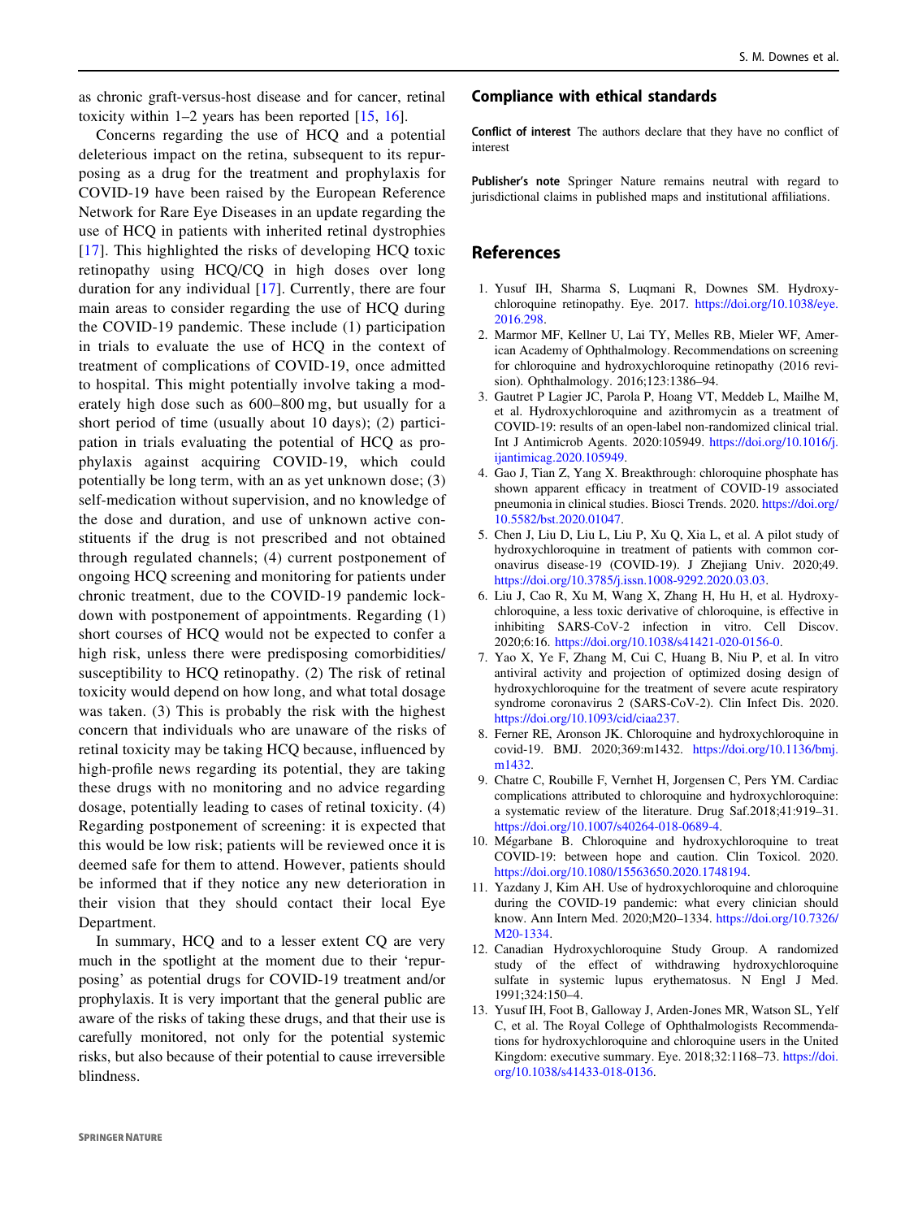as chronic graft-versus-host disease and for cancer, retinal toxicity within 1–2 years has been reported [15, 16].

Concerns regarding the use of HCQ and a potential deleterious impact on the retina, subsequent to its repurposing as a drug for the treatment and prophylaxis for COVID-19 have been raised by the European Reference Network for Rare Eye Diseases in an update regarding the use of HCQ in patients with inherited retinal dystrophies [17]. This highlighted the risks of developing HCQ toxic retinopathy using HCQ/CQ in high doses over long duration for any individual [17]. Currently, there are four main areas to consider regarding the use of HCQ during the COVID-19 pandemic. These include (1) participation in trials to evaluate the use of HCQ in the context of treatment of complications of COVID-19, once admitted to hospital. This might potentially involve taking a moderately high dose such as 600–800 mg, but usually for a short period of time (usually about 10 days); (2) participation in trials evaluating the potential of HCQ as prophylaxis against acquiring COVID-19, which could potentially be long term, with an as yet unknown dose; (3) self-medication without supervision, and no knowledge of the dose and duration, and use of unknown active constituents if the drug is not prescribed and not obtained through regulated channels; (4) current postponement of ongoing HCQ screening and monitoring for patients under chronic treatment, due to the COVID-19 pandemic lockdown with postponement of appointments. Regarding (1) short courses of HCQ would not be expected to confer a high risk, unless there were predisposing comorbidities/susceptibility to HCQ retinopathy. (2) The risk of retinal toxicity would depend on how long, and what total dosage was taken. (3) This is probably the risk with the highest concern that individuals who are unaware of the risks of retinal toxicity may be taking HCQ because, influenced by high-profile news regarding its potential, they are taking these drugs with no monitoring and no advice regarding dosage, potentially leading to cases of retinal toxicity. (4) Regarding postponement of screening: it is expected that this would be low risk; patients will be reviewed once it is deemed safe for them to attend. However, patients should be informed that if they notice any new deterioration in their vision that they should contact their local Eye Department.

In summary, HCQ and to a lesser extent CQ are very much in the spotlight at the moment due to their 'repurposing' as potential drugs for COVID-19 treatment and/or prophylaxis. It is very important that the general public are aware of the risks of taking these drugs, and that their use is carefully monitored, not only for the potential systemic risks, but also because of their potential to cause irreversible blindness.

## Compliance with ethical standards

**Conflict of interest** The authors declare that they have no conflict of interest

**Publisher's note** Springer Nature remains neutral with regard to jurisdictional claims in published maps and institutional affiliations.

## References

1. Yusuf IH, Sharma S, Luqmani R, Downes SM. Hydroxychloroquine retinopathy. Eye. 2017. https://doi.org/10.1038/eye.2016.298.
2. Marmor MF, Kellner U, Lai TY, Melles RB, Mieler WF, American Academy of Ophthalmology. Recommendations on screening for chloroquine and hydroxychloroquine retinopathy (2016 revision). Ophthalmology. 2016;123:1386–94.
3. Gautret P Lagier JC, Parola P, Hoang VT, Meddeb L, Mailhe M, et al. Hydroxychloroquine and azithromycin as a treatment of COVID-19: results of an open-label non-randomized clinical trial. Int J Antimicrob Agents. 2020:105949. https://doi.org/10.1016/j.ijantimicag.2020.105949.
4. Gao J, Tian Z, Yang X. Breakthrough: chloroquine phosphate has shown apparent efficacy in treatment of COVID-19 associated pneumonia in clinical studies. Biosci Trends. 2020. https://doi.org/10.5582/bst.2020.01047.
5. Chen J, Liu D, Liu L, Liu P, Xu Q, Xia L, et al. A pilot study of hydroxychloroquine in treatment of patients with common coronavirus disease-19 (COVID-19). J Zhejiang Univ. 2020;49. https://doi.org/10.3785/j.issn.1008-9292.2020.03.03.
6. Liu J, Cao R, Xu M, Wang X, Zhang H, Hu H, et al. Hydroxychloroquine, a less toxic derivative of chloroquine, is effective in inhibiting SARS-CoV-2 infection in vitro. Cell Discov. 2020;6:16. https://doi.org/10.1038/s41421-020-0156-0.
7. Yao X, Ye F, Zhang M, Cui C, Huang B, Niu P, et al. In vitro antiviral activity and projection of optimized dosing design of hydroxychloroquine for the treatment of severe acute respiratory syndrome coronavirus 2 (SARS-CoV-2). Clin Infect Dis. 2020. https://doi.org/10.1093/cid/ciaa237.
8. Ferner RE, Aronson JK. Chloroquine and hydroxychloroquine in covid-19. BMJ. 2020;369:m1432. https://doi.org/10.1136/bmj.m1432.
9. Chatre C, Roubille F, Vernhet H, Jorgensen C, Pers YM. Cardiac complications attributed to chloroquine and hydroxychloroquine: a systematic review of the literature. Drug Saf.2018;41:919–31. https://doi.org/10.1007/s40264-018-0689-4.
10. Mégarbane B. Chloroquine and hydroxychloroquine to treat COVID-19: between hope and caution. Clin Toxicol. 2020. https://doi.org/10.1080/15563650.2020.1748194.
11. Yazdany J, Kim AH. Use of hydroxychloroquine and chloroquine during the COVID-19 pandemic: what every clinician should know. Ann Intern Med. 2020;M20–1334. https://doi.org/10.7326/M20-1334.
12. Canadian Hydroxychloroquine Study Group. A randomized study of the effect of withdrawing hydroxychloroquine sulfate in systemic lupus erythematosus. N Engl J Med. 1991;324:150–4.
13. Yusuf IH, Foot B, Galloway J, Arden-Jones MR, Watson SL, Yelf C, et al. The Royal College of Ophthalmologists Recommendations for hydroxychloroquine and chloroquine users in the United Kingdom: executive summary. Eye. 2018;32:1168–73. https://doi.org/10.1038/s41433-018-0136.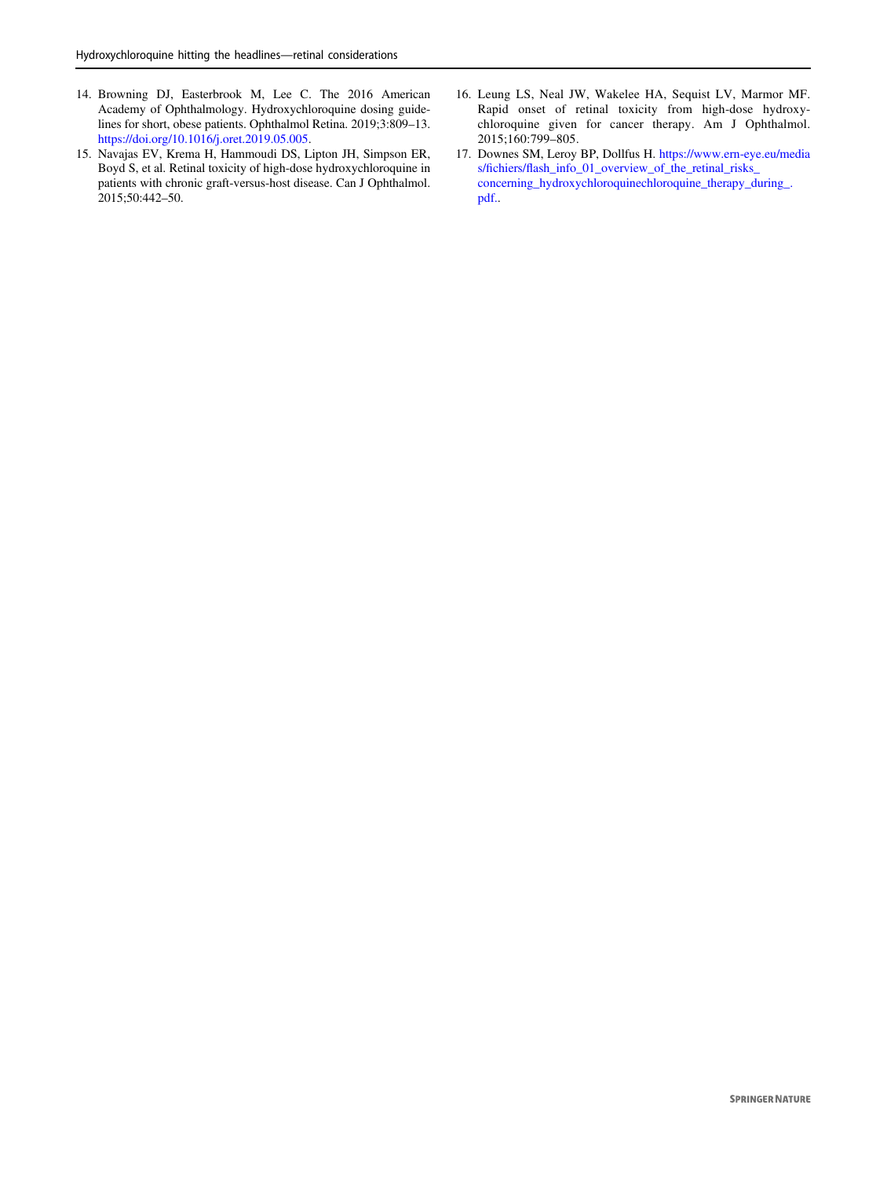14. Browning DJ, Easterbrook M, Lee C. The 2016 American Academy of Ophthalmology. Hydroxychloroquine dosing guidelines for short, obese patients. Ophthalmol Retina. 2019;3:809–13. https://doi.org/10.1016/j.oret.2019.05.005.
15. Navajas EV, Krema H, Hammoudi DS, Lipton JH, Simpson ER, Boyd S, et al. Retinal toxicity of high-dose hydroxychloroquine in patients with chronic graft-versus-host disease. Can J Ophthalmol. 2015;50:442–50.
16. Leung LS, Neal JW, Wakelee HA, Sequist LV, Marmor MF. Rapid onset of retinal toxicity from high-dose hydroxychloroquine given for cancer therapy. Am J Ophthalmol. 2015;160:799–805.
17. Downes SM, Leroy BP, Dollfus H. https://www.ern-eye.eu/medias/fichiers/flash_info_01_overview_of_the_retinal_risks_concerning_hydroxychloroquinechloroquine_therapy_during_.pdf..